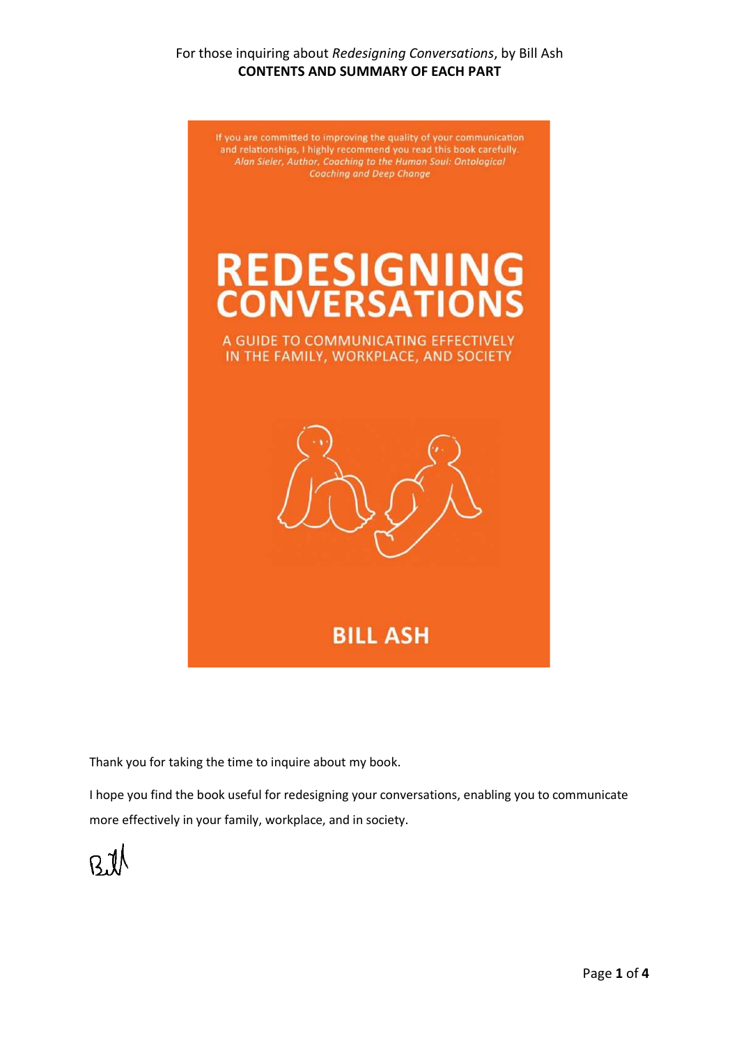For those inquiring about *Redesigning Conversations*, by Bill Ash

**CONTENTS AND SUMMARY OF EACH PART**

If you are committed to improving the quality of your communication and relationships, I highly recommend you read this book carefully.
*Alan Sieler, Author, Coaching to the Human Soul: Ontological Coaching and Deep Change*

# REDESIGNING CONVERSATIONS

A GUIDE TO COMMUNICATING EFFECTIVELY IN THE FAMILY, WORKPLACE, AND SOCIETY

**BILL ASH**

Thank you for taking the time to inquire about my book.

I hope you find the book useful for redesigning your conversations, enabling you to communicate more effectively in your family, workplace, and in society.

Bill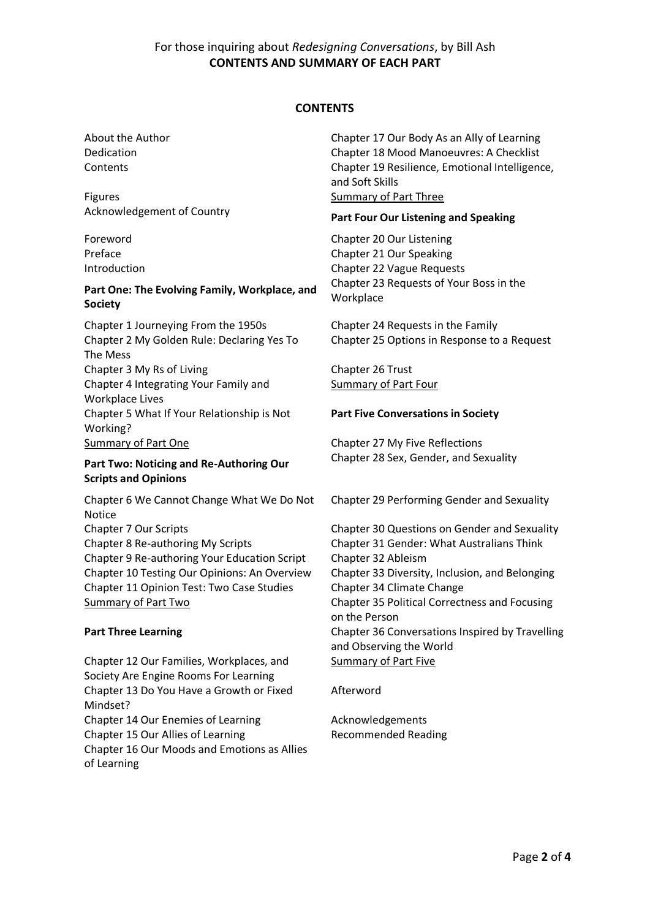For those inquiring about *Redesigning Conversations*, by Bill Ash
**CONTENTS AND SUMMARY OF EACH PART**

## CONTENTS

About the Author
Dedication
Contents

Figures
Acknowledgement of Country

Foreword
Preface
Introduction

**Part One: The Evolving Family, Workplace, and Society**

Chapter 1 Journeying From the 1950s
Chapter 2 My Golden Rule: Declaring Yes To The Mess
Chapter 3 My Rs of Living
Chapter 4 Integrating Your Family and Workplace Lives
Chapter 5 What If Your Relationship is Not Working?
Summary of Part One

**Part Two: Noticing and Re-Authoring Our Scripts and Opinions**

Chapter 6 We Cannot Change What We Do Not Notice
Chapter 7 Our Scripts
Chapter 8 Re-authoring My Scripts
Chapter 9 Re-authoring Your Education Script
Chapter 10 Testing Our Opinions: An Overview
Chapter 11 Opinion Test: Two Case Studies
Summary of Part Two

**Part Three Learning**

Chapter 12 Our Families, Workplaces, and Society Are Engine Rooms For Learning
Chapter 13 Do You Have a Growth or Fixed Mindset?
Chapter 14 Our Enemies of Learning
Chapter 15 Our Allies of Learning
Chapter 16 Our Moods and Emotions as Allies of Learning
Chapter 17 Our Body As an Ally of Learning
Chapter 18 Mood Manoeuvres: A Checklist
Chapter 19 Resilience, Emotional Intelligence, and Soft Skills
Summary of Part Three

**Part Four Our Listening and Speaking**

Chapter 20 Our Listening
Chapter 21 Our Speaking
Chapter 22 Vague Requests
Chapter 23 Requests of Your Boss in the Workplace

Chapter 24 Requests in the Family
Chapter 25 Options in Response to a Request

Chapter 26 Trust
Summary of Part Four

**Part Five Conversations in Society**

Chapter 27 My Five Reflections
Chapter 28 Sex, Gender, and Sexuality

Chapter 29 Performing Gender and Sexuality

Chapter 30 Questions on Gender and Sexuality
Chapter 31 Gender: What Australians Think
Chapter 32 Ableism
Chapter 33 Diversity, Inclusion, and Belonging
Chapter 34 Climate Change
Chapter 35 Political Correctness and Focusing on the Person
Chapter 36 Conversations Inspired by Travelling and Observing the World
Summary of Part Five

Afterword

Acknowledgements
Recommended Reading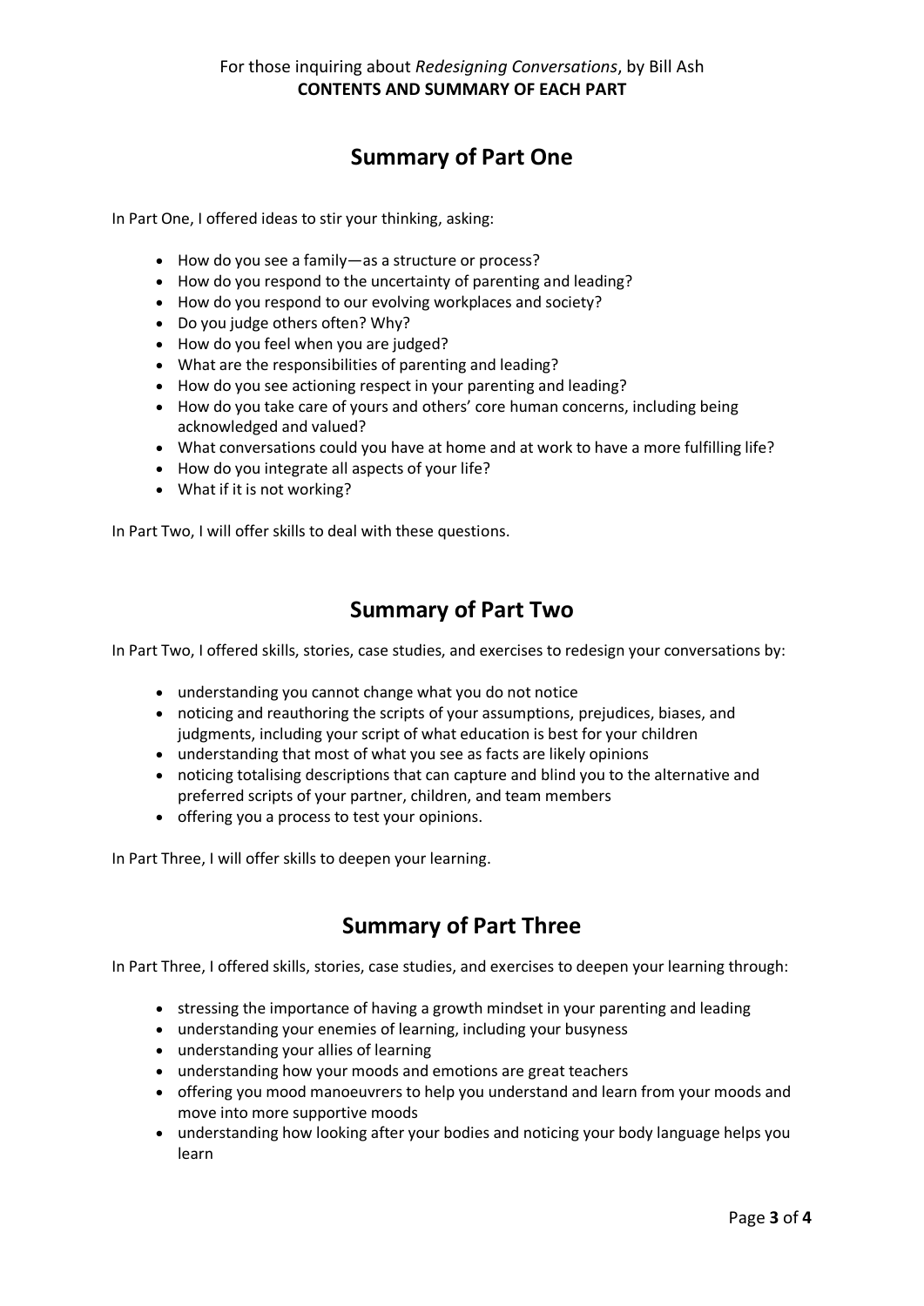For those inquiring about *Redesigning Conversations*, by Bill Ash
**CONTENTS AND SUMMARY OF EACH PART**

## Summary of Part One

In Part One, I offered ideas to stir your thinking, asking:

- How do you see a family—as a structure or process?
- How do you respond to the uncertainty of parenting and leading?
- How do you respond to our evolving workplaces and society?
- Do you judge others often? Why?
- How do you feel when you are judged?
- What are the responsibilities of parenting and leading?
- How do you see actioning respect in your parenting and leading?
- How do you take care of yours and others' core human concerns, including being acknowledged and valued?
- What conversations could you have at home and at work to have a more fulfilling life?
- How do you integrate all aspects of your life?
- What if it is not working?

In Part Two, I will offer skills to deal with these questions.

## Summary of Part Two

In Part Two, I offered skills, stories, case studies, and exercises to redesign your conversations by:

- understanding you cannot change what you do not notice
- noticing and reauthoring the scripts of your assumptions, prejudices, biases, and judgments, including your script of what education is best for your children
- understanding that most of what you see as facts are likely opinions
- noticing totalising descriptions that can capture and blind you to the alternative and preferred scripts of your partner, children, and team members
- offering you a process to test your opinions.

In Part Three, I will offer skills to deepen your learning.

## Summary of Part Three

In Part Three, I offered skills, stories, case studies, and exercises to deepen your learning through:

- stressing the importance of having a growth mindset in your parenting and leading
- understanding your enemies of learning, including your busyness
- understanding your allies of learning
- understanding how your moods and emotions are great teachers
- offering you mood manoeuvrers to help you understand and learn from your moods and move into more supportive moods
- understanding how looking after your bodies and noticing your body language helps you learn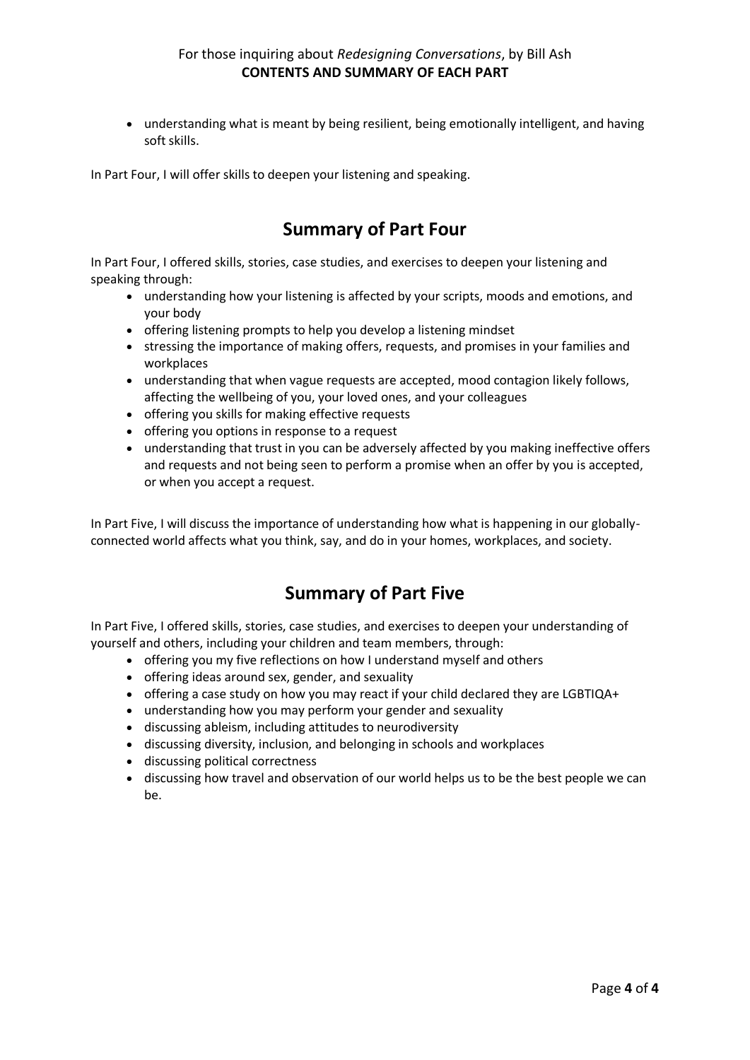- understanding what is meant by being resilient, being emotionally intelligent, and having soft skills.

In Part Four, I will offer skills to deepen your listening and speaking.

## Summary of Part Four

In Part Four, I offered skills, stories, case studies, and exercises to deepen your listening and speaking through:

- understanding how your listening is affected by your scripts, moods and emotions, and your body
- offering listening prompts to help you develop a listening mindset
- stressing the importance of making offers, requests, and promises in your families and workplaces
- understanding that when vague requests are accepted, mood contagion likely follows, affecting the wellbeing of you, your loved ones, and your colleagues
- offering you skills for making effective requests
- offering you options in response to a request
- understanding that trust in you can be adversely affected by you making ineffective offers and requests and not being seen to perform a promise when an offer by you is accepted, or when you accept a request.

In Part Five, I will discuss the importance of understanding how what is happening in our globally-connected world affects what you think, say, and do in your homes, workplaces, and society.

## Summary of Part Five

In Part Five, I offered skills, stories, case studies, and exercises to deepen your understanding of yourself and others, including your children and team members, through:

- offering you my five reflections on how I understand myself and others
- offering ideas around sex, gender, and sexuality
- offering a case study on how you may react if your child declared they are LGBTIQA+
- understanding how you may perform your gender and sexuality
- discussing ableism, including attitudes to neurodiversity
- discussing diversity, inclusion, and belonging in schools and workplaces
- discussing political correctness
- discussing how travel and observation of our world helps us to be the best people we can be.